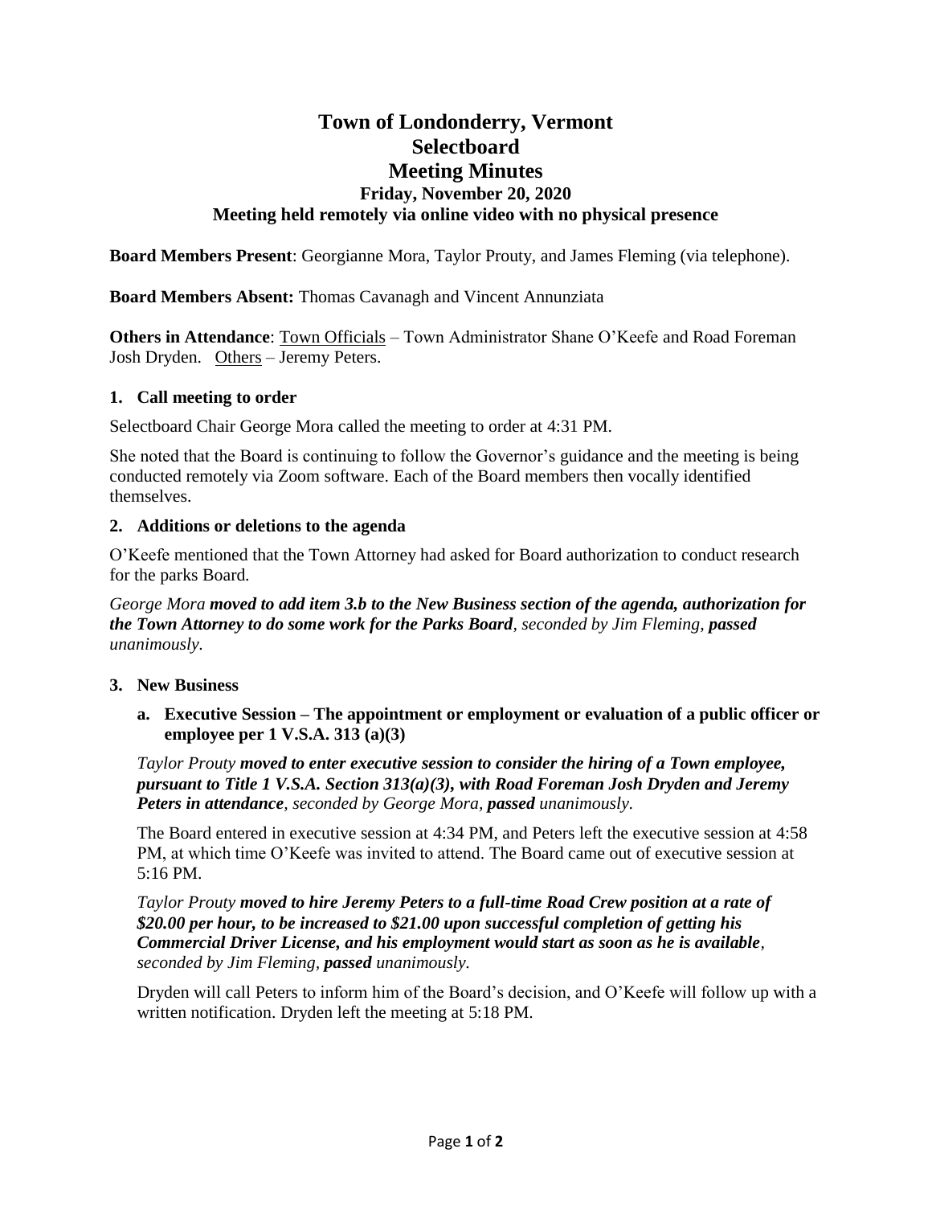# Town of Londonderry, Vermont
# Selectboard
# Meeting Minutes
### Friday, November 20, 2020
### Meeting held remotely via online video with no physical presence

**Board Members Present**: Georgianne Mora, Taylor Prouty, and James Fleming (via telephone).

**Board Members Absent:** Thomas Cavanagh and Vincent Annunziata

**Others in Attendance**: Town Officials – Town Administrator Shane O'Keefe and Road Foreman Josh Dryden. Others – Jeremy Peters.

### 1. Call meeting to order

Selectboard Chair George Mora called the meeting to order at 4:31 PM.

She noted that the Board is continuing to follow the Governor's guidance and the meeting is being conducted remotely via Zoom software. Each of the Board members then vocally identified themselves.

### 2. Additions or deletions to the agenda

O'Keefe mentioned that the Town Attorney had asked for Board authorization to conduct research for the parks Board.

*George Mora **moved to add item 3.b to the New Business section of the agenda, authorization for the Town Attorney to do some work for the Parks Board**, seconded by Jim Fleming, **passed** unanimously.*

### 3. New Business

**a. Executive Session – The appointment or employment or evaluation of a public officer or employee per 1 V.S.A. 313 (a)(3)**

*Taylor Prouty **moved to enter executive session to consider the hiring of a Town employee, pursuant to Title 1 V.S.A. Section 313(a)(3), with Road Foreman Josh Dryden and Jeremy Peters in attendance**, seconded by George Mora, **passed** unanimously.*

The Board entered in executive session at 4:34 PM, and Peters left the executive session at 4:58 PM, at which time O'Keefe was invited to attend. The Board came out of executive session at 5:16 PM.

*Taylor Prouty **moved to hire Jeremy Peters to a full-time Road Crew position at a rate of $20.00 per hour, to be increased to $21.00 upon successful completion of getting his Commercial Driver License, and his employment would start as soon as he is available**, seconded by Jim Fleming, **passed** unanimously.*

Dryden will call Peters to inform him of the Board's decision, and O'Keefe will follow up with a written notification. Dryden left the meeting at 5:18 PM.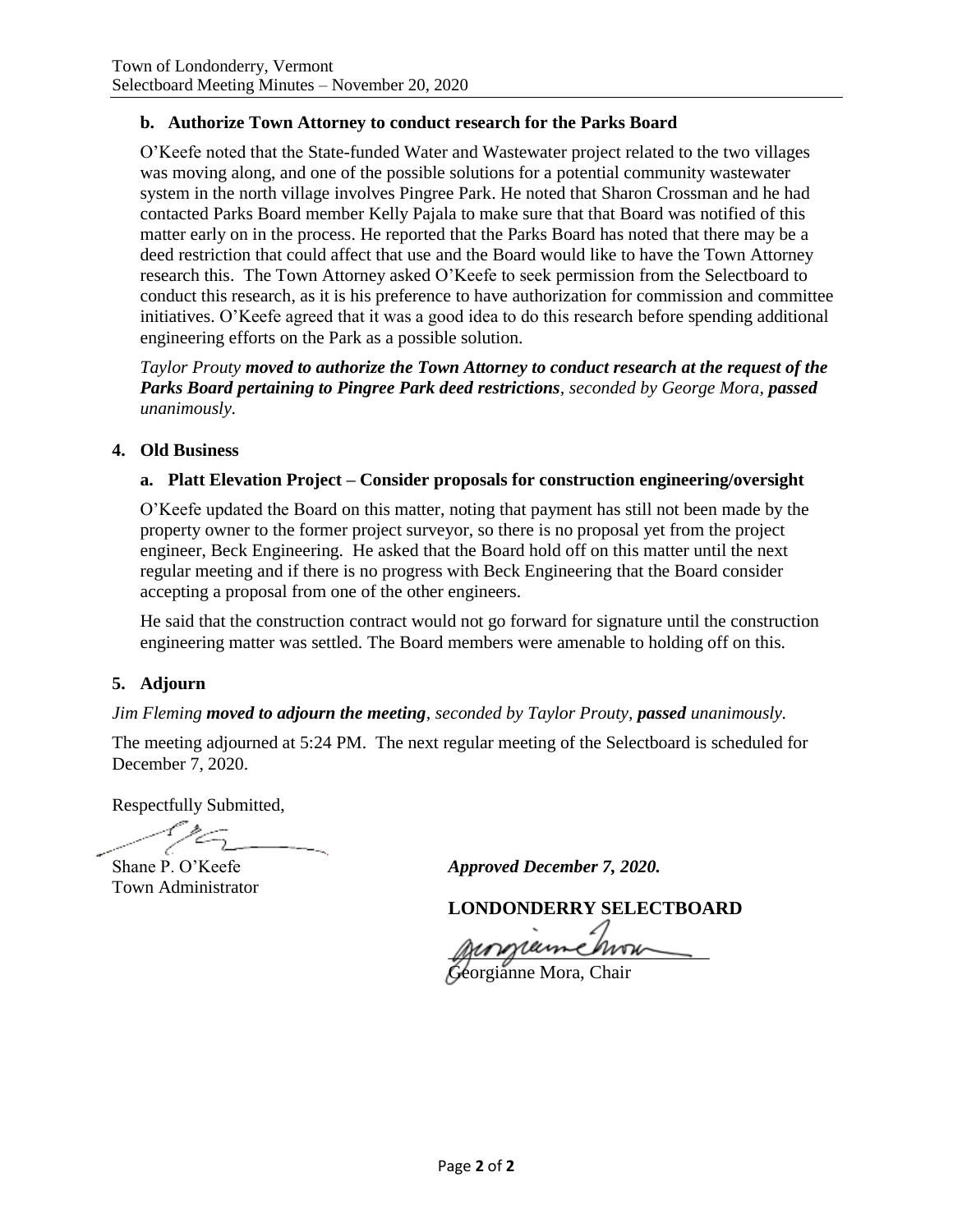### b. Authorize Town Attorney to conduct research for the Parks Board

O'Keefe noted that the State-funded Water and Wastewater project related to the two villages was moving along, and one of the possible solutions for a potential community wastewater system in the north village involves Pingree Park. He noted that Sharon Crossman and he had contacted Parks Board member Kelly Pajala to make sure that that Board was notified of this matter early on in the process. He reported that the Parks Board has noted that there may be a deed restriction that could affect that use and the Board would like to have the Town Attorney research this. The Town Attorney asked O'Keefe to seek permission from the Selectboard to conduct this research, as it is his preference to have authorization for commission and committee initiatives. O'Keefe agreed that it was a good idea to do this research before spending additional engineering efforts on the Park as a possible solution.

*Taylor Prouty* ***moved to authorize the Town Attorney to conduct research at the request of the Parks Board pertaining to Pingree Park deed restrictions****, seconded by George Mora,* ***passed*** *unanimously.*

## 4. Old Business

### a. Platt Elevation Project – Consider proposals for construction engineering/oversight

O'Keefe updated the Board on this matter, noting that payment has still not been made by the property owner to the former project surveyor, so there is no proposal yet from the project engineer, Beck Engineering. He asked that the Board hold off on this matter until the next regular meeting and if there is no progress with Beck Engineering that the Board consider accepting a proposal from one of the other engineers.

He said that the construction contract would not go forward for signature until the construction engineering matter was settled. The Board members were amenable to holding off on this.

## 5. Adjourn

*Jim Fleming* ***moved to adjourn the meeting****, seconded by Taylor Prouty,* ***passed*** *unanimously.*

The meeting adjourned at 5:24 PM. The next regular meeting of the Selectboard is scheduled for December 7, 2020.

Respectfully Submitted,

Shane P. O'Keefe
Town Administrator

***Approved December 7, 2020.***

**LONDONDERRY SELECTBOARD**

Georgianne Mora, Chair